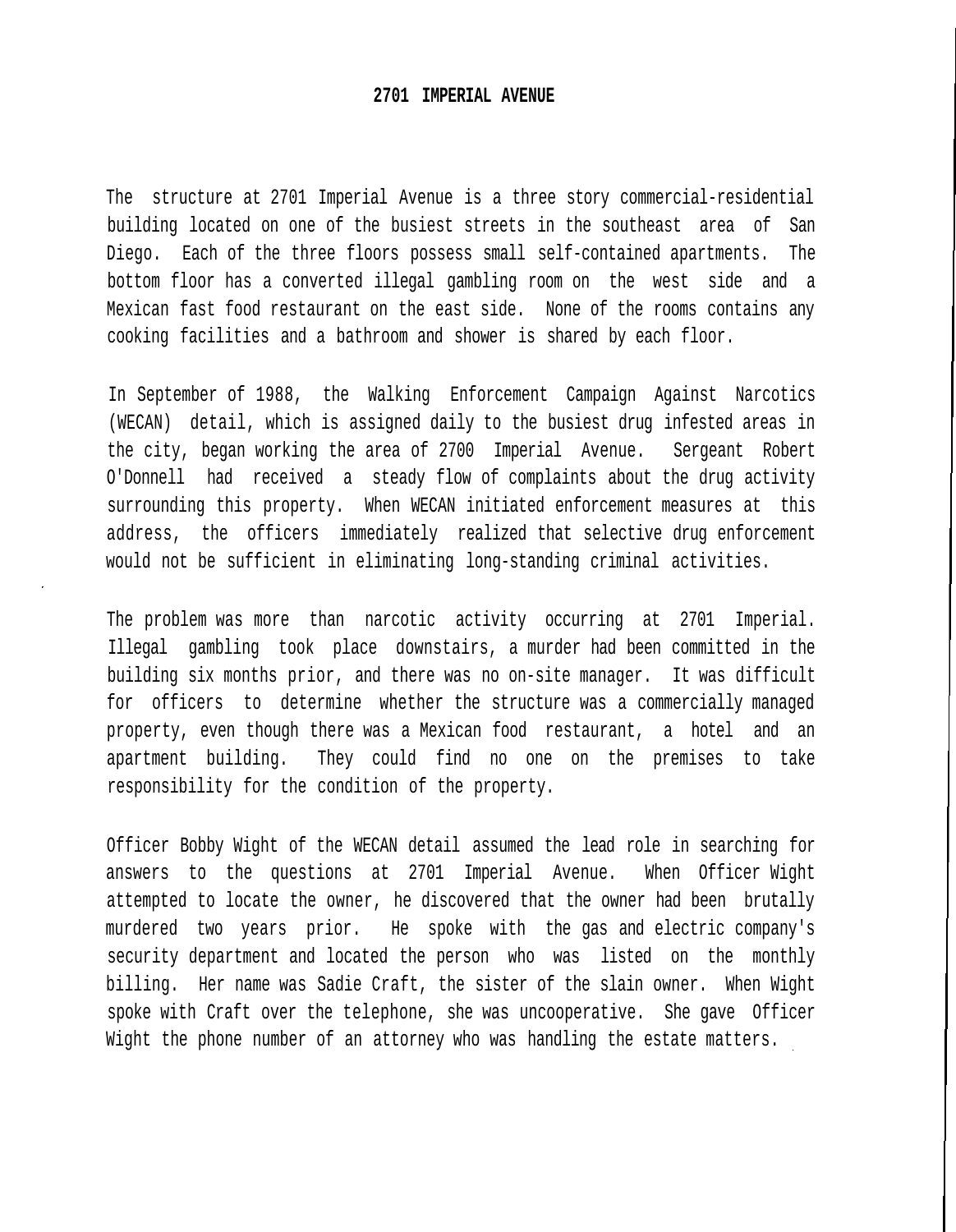# 2701 IMPERIAL AVENUE

The structure at 2701 Imperial Avenue is a three story commercial-residential building located on one of the busiest streets in the southeast area of San Diego. Each of the three floors possess small self-contained apartments. The bottom floor has a converted illegal gambling room on the west side and a Mexican fast food restaurant on the east side. None of the rooms contains any cooking facilities and a bathroom and shower is shared by each floor.

In September of 1988, the Walking Enforcement Campaign Against Narcotics (WECAN) detail, which is assigned daily to the busiest drug infested areas in the city, began working the area of 2700 Imperial Avenue. Sergeant Robert O'Donnell had received a steady flow of complaints about the drug activity surrounding this property. When WECAN initiated enforcement measures at this address, the officers immediately realized that selective drug enforcement would not be sufficient in eliminating long-standing criminal activities.

The problem was more than narcotic activity occurring at 2701 Imperial. Illegal gambling took place downstairs, a murder had been committed in the building six months prior, and there was no on-site manager. It was difficult for officers to determine whether the structure was a commercially managed property, even though there was a Mexican food restaurant, a hotel and an apartment building. They could find no one on the premises to take responsibility for the condition of the property.

Officer Bobby Wight of the WECAN detail assumed the lead role in searching for answers to the questions at 2701 Imperial Avenue. When Officer Wight attempted to locate the owner, he discovered that the owner had been brutally murdered two years prior. He spoke with the gas and electric company's security department and located the person who was listed on the monthly billing. Her name was Sadie Craft, the sister of the slain owner. When Wight spoke with Craft over the telephone, she was uncooperative. She gave Officer Wight the phone number of an attorney who was handling the estate matters.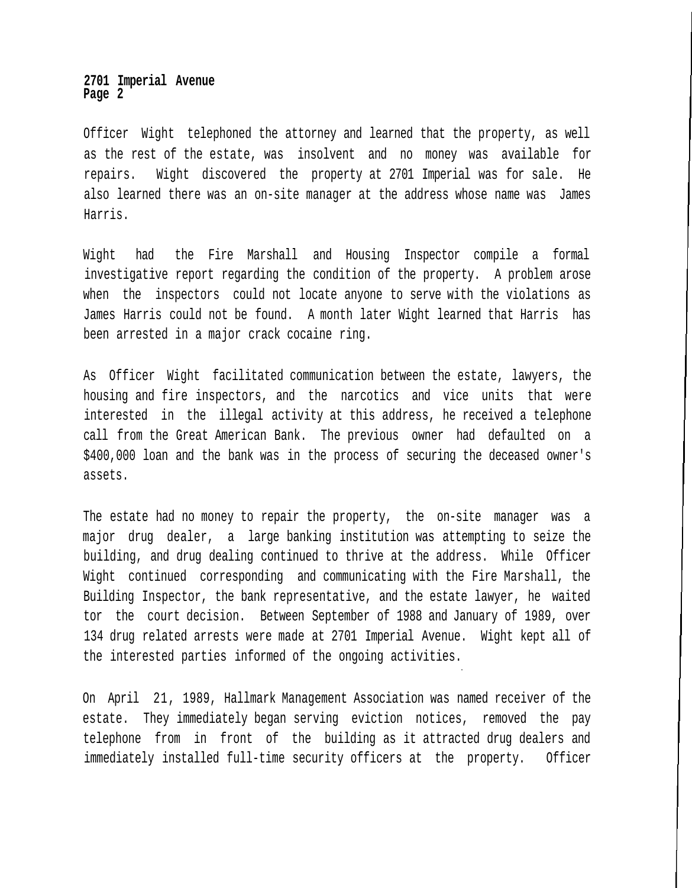Officer Wight telephoned the attorney and learned that the property, as well as the rest of the estate, was insolvent and no money was available for repairs. Wight discovered the property at 2701 Imperial was for sale. He also learned there was an on-site manager at the address whose name was James Harris.

Wight had the Fire Marshall and Housing Inspector compile a formal investigative report regarding the condition of the property. A problem arose when the inspectors could not locate anyone to serve with the violations as James Harris could not be found. A month later Wight learned that Harris has been arrested in a major crack cocaine ring.

As Officer Wight facilitated communication between the estate, lawyers, the housing and fire inspectors, and the narcotics and vice units that were interested in the illegal activity at this address, he received a telephone call from the Great American Bank. The previous owner had defaulted on a $400,000 loan and the bank was in the process of securing the deceased owner's assets.

The estate had no money to repair the property, the on-site manager was a major drug dealer, a large banking institution was attempting to seize the building, and drug dealing continued to thrive at the address. While Officer Wight continued corresponding and communicating with the Fire Marshall, the Building Inspector, the bank representative, and the estate lawyer, he waited tor the court decision. Between September of 1988 and January of 1989, over 134 drug related arrests were made at 2701 Imperial Avenue. Wight kept all of the interested parties informed of the ongoing activities.

On April 21, 1989, Hallmark Management Association was named receiver of the estate. They immediately began serving eviction notices, removed the pay telephone from in front of the building as it attracted drug dealers and immediately installed full-time security officers at the property. Officer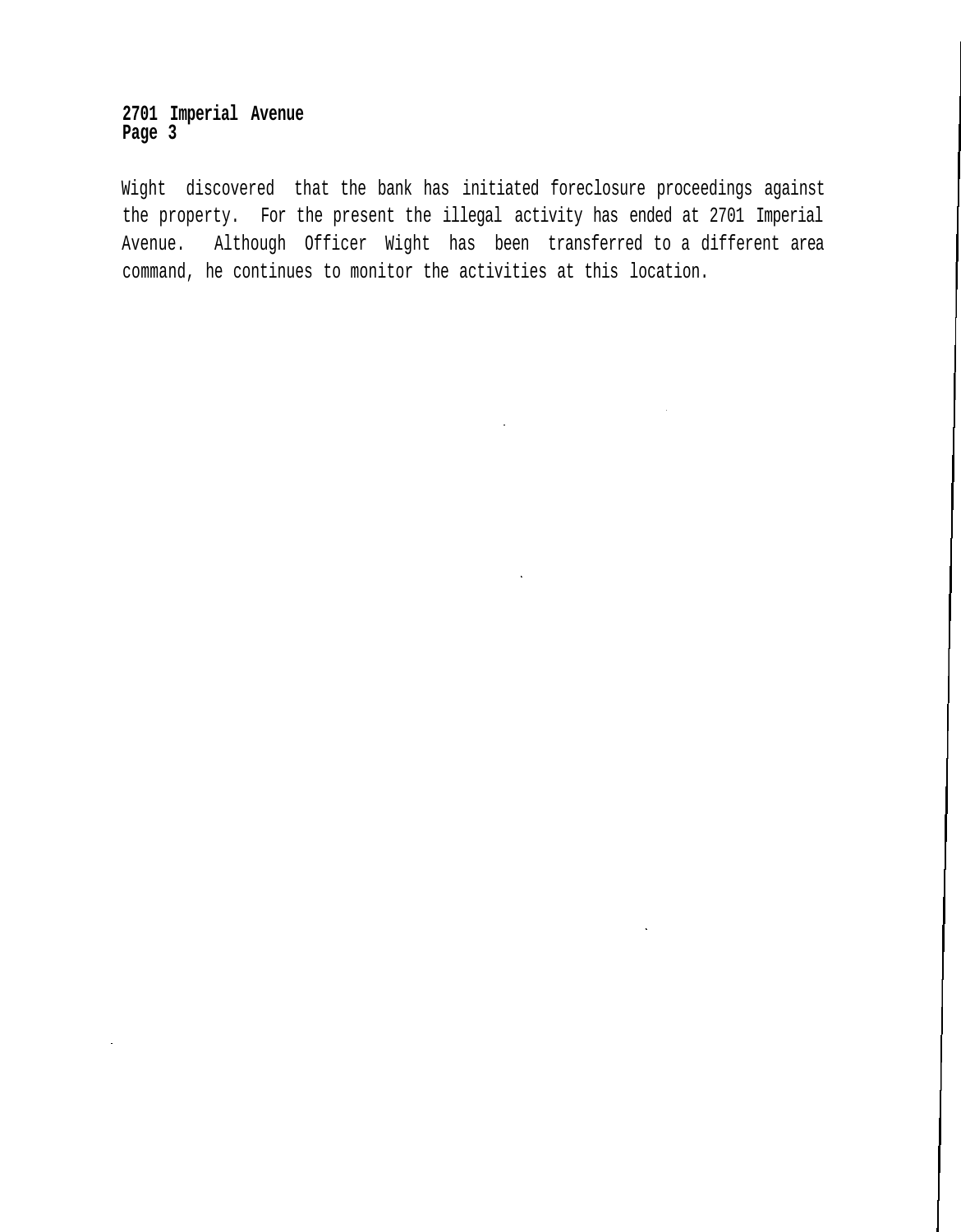Wight discovered that the bank has initiated foreclosure proceedings against the property. For the present the illegal activity has ended at 2701 Imperial Avenue. Although Officer Wight has been transferred to a different area command, he continues to monitor the activities at this location.